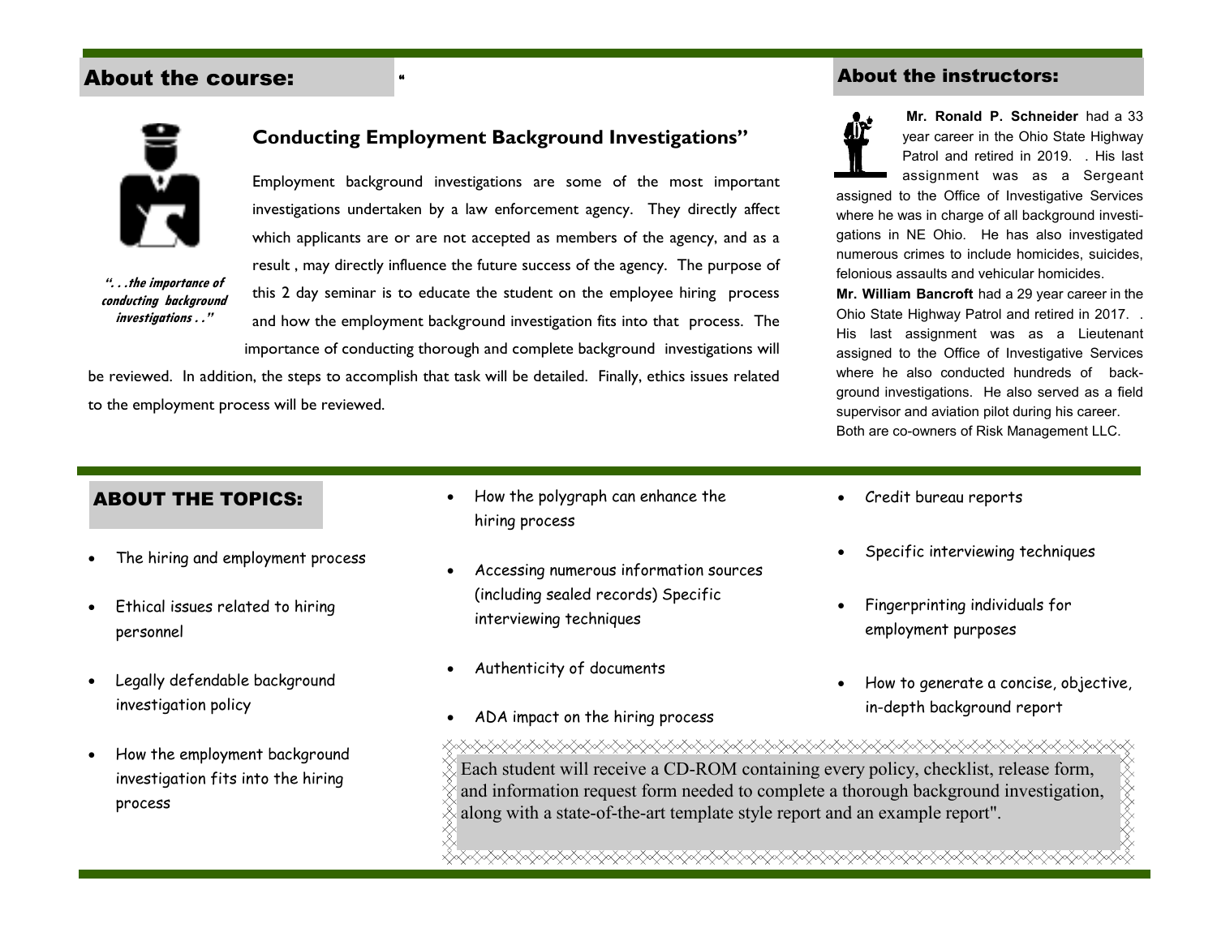## About the course:

### "Conducting Employment Background Investigations"

*". . .the importance of conducting background investigations . ."*

Employment background investigations are some of the most important investigations undertaken by a law enforcement agency. They directly affect which applicants are or are not accepted as members of the agency, and as a result , may directly influence the future success of the agency. The purpose of this 2 day seminar is to educate the student on the employee hiring process and how the employment background investigation fits into that process. The importance of conducting thorough and complete background investigations will be reviewed. In addition, the steps to accomplish that task will be detailed. Finally, ethics issues related to the employment process will be reviewed.

## About the instructors:

**Mr. Ronald P. Schneider** had a 33 year career in the Ohio State Highway Patrol and retired in 2019. . His last assignment was as a Sergeant assigned to the Office of Investigative Services where he was in charge of all background investigations in NE Ohio. He has also investigated numerous crimes to include homicides, suicides, felonious assaults and vehicular homicides.

**Mr. William Bancroft** had a 29 year career in the Ohio State Highway Patrol and retired in 2017. . His last assignment was as a Lieutenant assigned to the Office of Investigative Services where he also conducted hundreds of background investigations. He also served as a field supervisor and aviation pilot during his career. Both are co-owners of Risk Management LLC.

## ABOUT THE TOPICS:

- The hiring and employment process
- Ethical issues related to hiring personnel
- Legally defendable background investigation policy
- How the employment background investigation fits into the hiring process
- How the polygraph can enhance the hiring process
- Accessing numerous information sources (including sealed records) Specific interviewing techniques
- Authenticity of documents
- ADA impact on the hiring process
- Credit bureau reports
- Specific interviewing techniques
- Fingerprinting individuals for employment purposes
- How to generate a concise, objective, in-depth background report

Each student will receive a CD-ROM containing every policy, checklist, release form, and information request form needed to complete a thorough background investigation, along with a state-of-the-art template style report and an example report".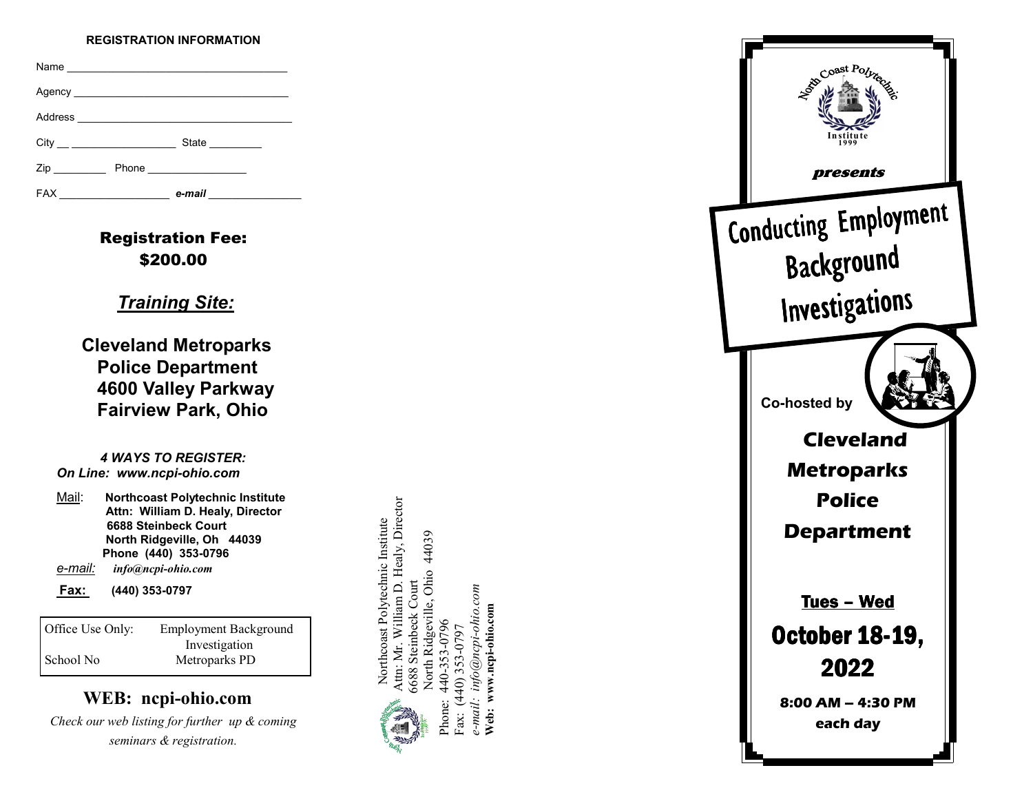**REGISTRATION INFORMATION**

Name ____________________________________

Agency ____________________________________

Address ____________________________________

City __ __________________ State _________

Zip _________ Phone _________________

FAX ___________________ *e-mail* ________________

## Registration Fee: $200.00

### ***Training Site:***

**Cleveland Metroparks Police Department 4600 Valley Parkway Fairview Park, Ohio**

***4 WAYS TO REGISTER:***

***On Line: www.ncpi-ohio.com***

Mail: **Northcoast Polytechnic Institute**
**Attn: William D. Healy, Director**
**6688 Steinbeck Court**
**North Ridgeville, Oh 44039**
**Phone (440) 353-0796**

*e-mail:* ***info@ncpi-ohio.com***

**Fax: (440) 353-0797**

| | |
|---|---|
| Office Use Only: | Employment Background Investigation |
| School No | Metroparks PD |

## WEB: ncpi-ohio.com

*Check our web listing for further up & coming seminars & registration.*

Northcoast Polytechnic Institute
Attn: Mr. William D. Healy, Director
6688 Steinbeck Court
North Ridgeville, Ohio 44039
Phone: 440-353-0796
Fax: (440) 353-0797
*e-mail: info@ncpi-ohio.com*
**Web: www.ncpi-ohio.com**

North Coast Polytechnic Institute 1999

***presents***

# Conducting Employment Background Investigations

**Co-hosted by**

## Cleveland Metroparks Police Department

**Tues – Wed**

## October 18-19, 2022

**8:00 AM – 4:30 PM each day**